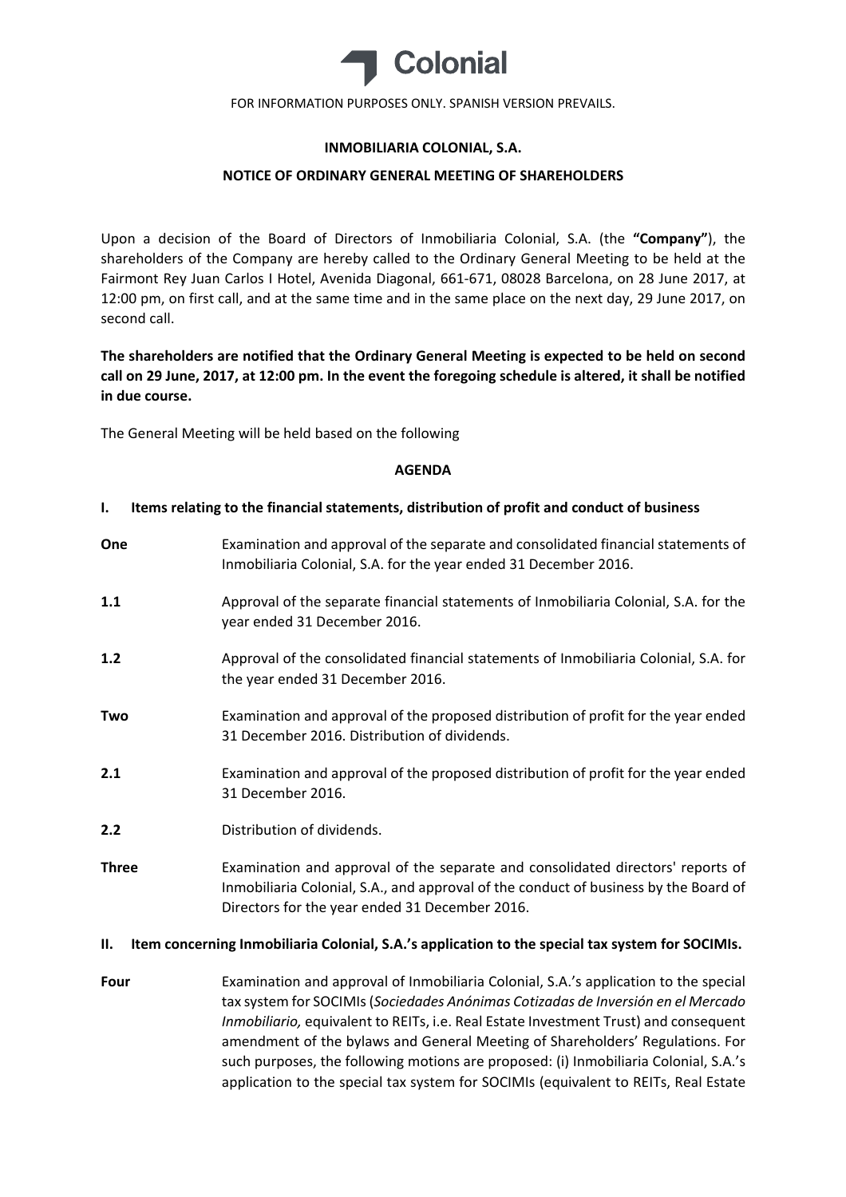FOR INFORMATION PURPOSES ONLY. SPANISH VERSION PREVAILS.

**INMOBILIARIA COLONIAL, S.A.**

**NOTICE OF ORDINARY GENERAL MEETING OF SHAREHOLDERS**

Upon a decision of the Board of Directors of Inmobiliaria Colonial, S.A. (the **"Company"**), the shareholders of the Company are hereby called to the Ordinary General Meeting to be held at the Fairmont Rey Juan Carlos I Hotel, Avenida Diagonal, 661-671, 08028 Barcelona, on 28 June 2017, at 12:00 pm, on first call, and at the same time and in the same place on the next day, 29 June 2017, on second call.

**The shareholders are notified that the Ordinary General Meeting is expected to be held on second call on 29 June, 2017, at 12:00 pm. In the event the foregoing schedule is altered, it shall be notified in due course.**

The General Meeting will be held based on the following

**AGENDA**

**I. Items relating to the financial statements, distribution of profit and conduct of business**

**One** Examination and approval of the separate and consolidated financial statements of Inmobiliaria Colonial, S.A. for the year ended 31 December 2016.

**1.1** Approval of the separate financial statements of Inmobiliaria Colonial, S.A. for the year ended 31 December 2016.

**1.2** Approval of the consolidated financial statements of Inmobiliaria Colonial, S.A. for the year ended 31 December 2016.

**Two** Examination and approval of the proposed distribution of profit for the year ended 31 December 2016. Distribution of dividends.

**2.1** Examination and approval of the proposed distribution of profit for the year ended 31 December 2016.

**2.2** Distribution of dividends.

**Three** Examination and approval of the separate and consolidated directors' reports of Inmobiliaria Colonial, S.A., and approval of the conduct of business by the Board of Directors for the year ended 31 December 2016.

**II. Item concerning Inmobiliaria Colonial, S.A.'s application to the special tax system for SOCIMIs.**

**Four** Examination and approval of Inmobiliaria Colonial, S.A.'s application to the special tax system for SOCIMIs (*Sociedades Anónimas Cotizadas de Inversión en el Mercado Inmobiliario,* equivalent to REITs, i.e. Real Estate Investment Trust) and consequent amendment of the bylaws and General Meeting of Shareholders' Regulations. For such purposes, the following motions are proposed: (i) Inmobiliaria Colonial, S.A.'s application to the special tax system for SOCIMIs (equivalent to REITs, Real Estate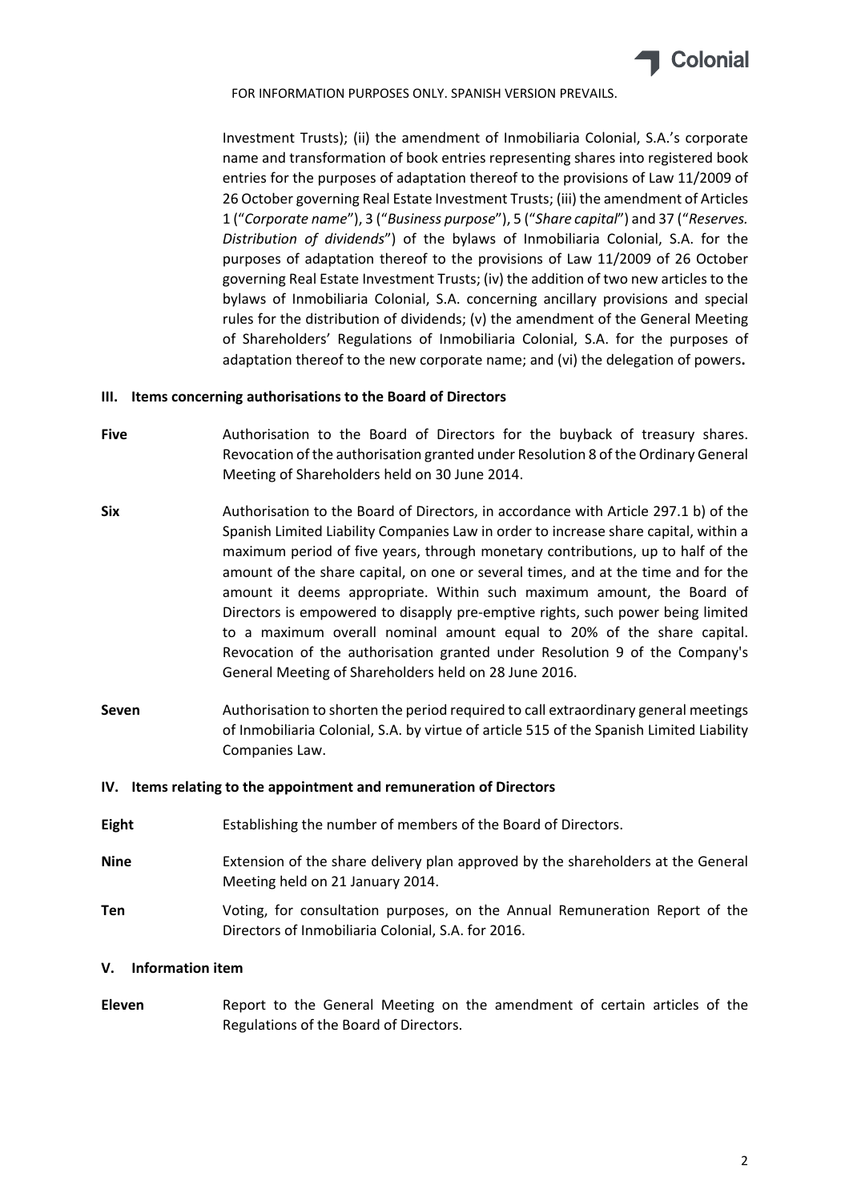FOR INFORMATION PURPOSES ONLY. SPANISH VERSION PREVAILS.

Investment Trusts); (ii) the amendment of Inmobiliaria Colonial, S.A.'s corporate name and transformation of book entries representing shares into registered book entries for the purposes of adaptation thereof to the provisions of Law 11/2009 of 26 October governing Real Estate Investment Trusts; (iii) the amendment of Articles 1 ("*Corporate name*"), 3 ("*Business purpose*"), 5 ("*Share capital*") and 37 ("*Reserves. Distribution of dividends*") of the bylaws of Inmobiliaria Colonial, S.A. for the purposes of adaptation thereof to the provisions of Law 11/2009 of 26 October governing Real Estate Investment Trusts; (iv) the addition of two new articles to the bylaws of Inmobiliaria Colonial, S.A. concerning ancillary provisions and special rules for the distribution of dividends; (v) the amendment of the General Meeting of Shareholders' Regulations of Inmobiliaria Colonial, S.A. for the purposes of adaptation thereof to the new corporate name; and (vi) the delegation of powers**.**

## III. Items concerning authorisations to the Board of Directors

**Five** Authorisation to the Board of Directors for the buyback of treasury shares. Revocation of the authorisation granted under Resolution 8 of the Ordinary General Meeting of Shareholders held on 30 June 2014.

**Six** Authorisation to the Board of Directors, in accordance with Article 297.1 b) of the Spanish Limited Liability Companies Law in order to increase share capital, within a maximum period of five years, through monetary contributions, up to half of the amount of the share capital, on one or several times, and at the time and for the amount it deems appropriate. Within such maximum amount, the Board of Directors is empowered to disapply pre-emptive rights, such power being limited to a maximum overall nominal amount equal to 20% of the share capital. Revocation of the authorisation granted under Resolution 9 of the Company's General Meeting of Shareholders held on 28 June 2016.

**Seven** Authorisation to shorten the period required to call extraordinary general meetings of Inmobiliaria Colonial, S.A. by virtue of article 515 of the Spanish Limited Liability Companies Law.

## IV. Items relating to the appointment and remuneration of Directors

**Eight** Establishing the number of members of the Board of Directors.

**Nine** Extension of the share delivery plan approved by the shareholders at the General Meeting held on 21 January 2014.

**Ten** Voting, for consultation purposes, on the Annual Remuneration Report of the Directors of Inmobiliaria Colonial, S.A. for 2016.

## V. Information item

**Eleven** Report to the General Meeting on the amendment of certain articles of the Regulations of the Board of Directors.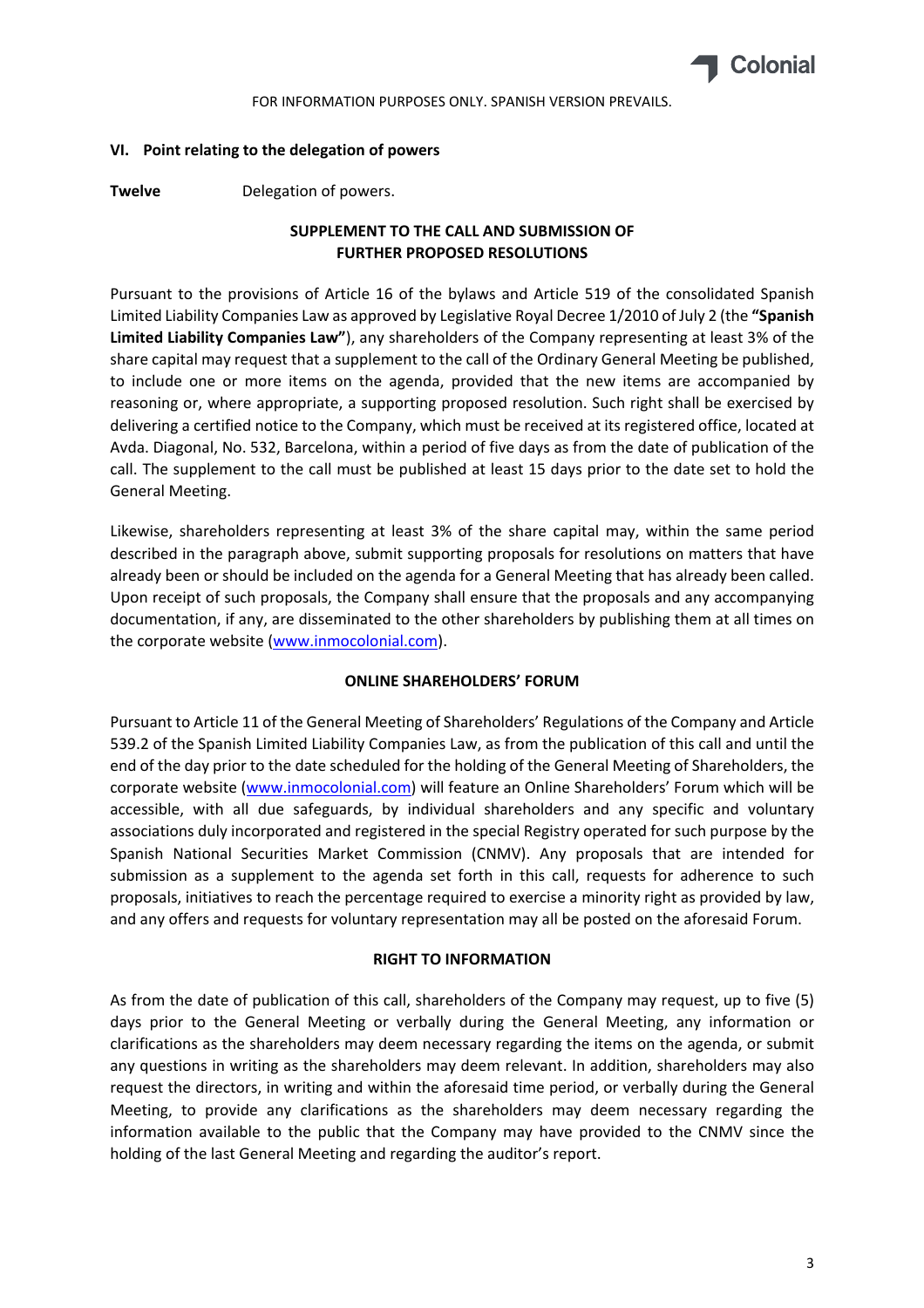FOR INFORMATION PURPOSES ONLY. SPANISH VERSION PREVAILS.

**VI. Point relating to the delegation of powers**

**Twelve** Delegation of powers.

**SUPPLEMENT TO THE CALL AND SUBMISSION OF FURTHER PROPOSED RESOLUTIONS**

Pursuant to the provisions of Article 16 of the bylaws and Article 519 of the consolidated Spanish Limited Liability Companies Law as approved by Legislative Royal Decree 1/2010 of July 2 (the **"Spanish Limited Liability Companies Law"**), any shareholders of the Company representing at least 3% of the share capital may request that a supplement to the call of the Ordinary General Meeting be published, to include one or more items on the agenda, provided that the new items are accompanied by reasoning or, where appropriate, a supporting proposed resolution. Such right shall be exercised by delivering a certified notice to the Company, which must be received at its registered office, located at Avda. Diagonal, No. 532, Barcelona, within a period of five days as from the date of publication of the call. The supplement to the call must be published at least 15 days prior to the date set to hold the General Meeting.

Likewise, shareholders representing at least 3% of the share capital may, within the same period described in the paragraph above, submit supporting proposals for resolutions on matters that have already been or should be included on the agenda for a General Meeting that has already been called. Upon receipt of such proposals, the Company shall ensure that the proposals and any accompanying documentation, if any, are disseminated to the other shareholders by publishing them at all times on the corporate website (www.inmocolonial.com).

**ONLINE SHAREHOLDERS' FORUM**

Pursuant to Article 11 of the General Meeting of Shareholders' Regulations of the Company and Article 539.2 of the Spanish Limited Liability Companies Law, as from the publication of this call and until the end of the day prior to the date scheduled for the holding of the General Meeting of Shareholders, the corporate website (www.inmocolonial.com) will feature an Online Shareholders' Forum which will be accessible, with all due safeguards, by individual shareholders and any specific and voluntary associations duly incorporated and registered in the special Registry operated for such purpose by the Spanish National Securities Market Commission (CNMV). Any proposals that are intended for submission as a supplement to the agenda set forth in this call, requests for adherence to such proposals, initiatives to reach the percentage required to exercise a minority right as provided by law, and any offers and requests for voluntary representation may all be posted on the aforesaid Forum.

**RIGHT TO INFORMATION**

As from the date of publication of this call, shareholders of the Company may request, up to five (5) days prior to the General Meeting or verbally during the General Meeting, any information or clarifications as the shareholders may deem necessary regarding the items on the agenda, or submit any questions in writing as the shareholders may deem relevant. In addition, shareholders may also request the directors, in writing and within the aforesaid time period, or verbally during the General Meeting, to provide any clarifications as the shareholders may deem necessary regarding the information available to the public that the Company may have provided to the CNMV since the holding of the last General Meeting and regarding the auditor's report.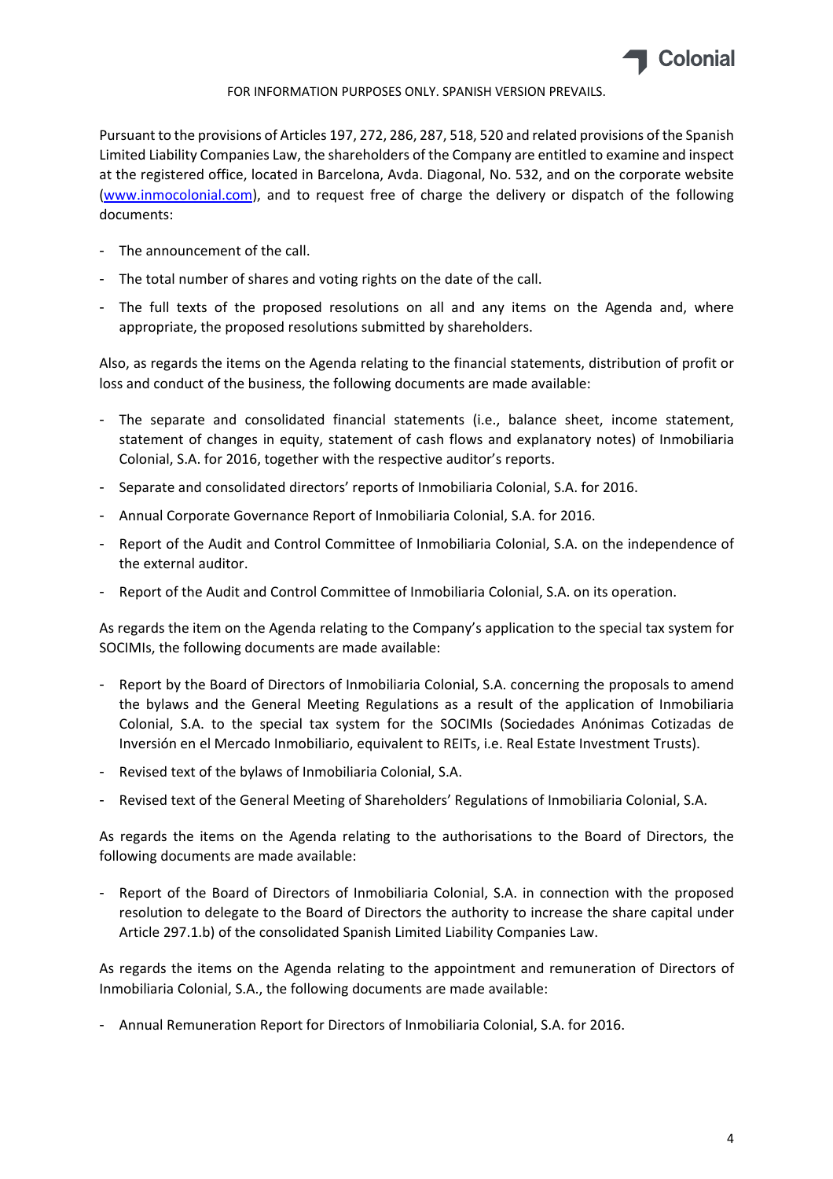FOR INFORMATION PURPOSES ONLY. SPANISH VERSION PREVAILS.

Pursuant to the provisions of Articles 197, 272, 286, 287, 518, 520 and related provisions of the Spanish Limited Liability Companies Law, the shareholders of the Company are entitled to examine and inspect at the registered office, located in Barcelona, Avda. Diagonal, No. 532, and on the corporate website (www.inmocolonial.com), and to request free of charge the delivery or dispatch of the following documents:

- The announcement of the call.
- The total number of shares and voting rights on the date of the call.
- The full texts of the proposed resolutions on all and any items on the Agenda and, where appropriate, the proposed resolutions submitted by shareholders.

Also, as regards the items on the Agenda relating to the financial statements, distribution of profit or loss and conduct of the business, the following documents are made available:

- The separate and consolidated financial statements (i.e., balance sheet, income statement, statement of changes in equity, statement of cash flows and explanatory notes) of Inmobiliaria Colonial, S.A. for 2016, together with the respective auditor's reports.
- Separate and consolidated directors' reports of Inmobiliaria Colonial, S.A. for 2016.
- Annual Corporate Governance Report of Inmobiliaria Colonial, S.A. for 2016.
- Report of the Audit and Control Committee of Inmobiliaria Colonial, S.A. on the independence of the external auditor.
- Report of the Audit and Control Committee of Inmobiliaria Colonial, S.A. on its operation.

As regards the item on the Agenda relating to the Company's application to the special tax system for SOCIMIs, the following documents are made available:

- Report by the Board of Directors of Inmobiliaria Colonial, S.A. concerning the proposals to amend the bylaws and the General Meeting Regulations as a result of the application of Inmobiliaria Colonial, S.A. to the special tax system for the SOCIMIs (Sociedades Anónimas Cotizadas de Inversión en el Mercado Inmobiliario, equivalent to REITs, i.e. Real Estate Investment Trusts).
- Revised text of the bylaws of Inmobiliaria Colonial, S.A.
- Revised text of the General Meeting of Shareholders' Regulations of Inmobiliaria Colonial, S.A.

As regards the items on the Agenda relating to the authorisations to the Board of Directors, the following documents are made available:

- Report of the Board of Directors of Inmobiliaria Colonial, S.A. in connection with the proposed resolution to delegate to the Board of Directors the authority to increase the share capital under Article 297.1.b) of the consolidated Spanish Limited Liability Companies Law.

As regards the items on the Agenda relating to the appointment and remuneration of Directors of Inmobiliaria Colonial, S.A., the following documents are made available:

- Annual Remuneration Report for Directors of Inmobiliaria Colonial, S.A. for 2016.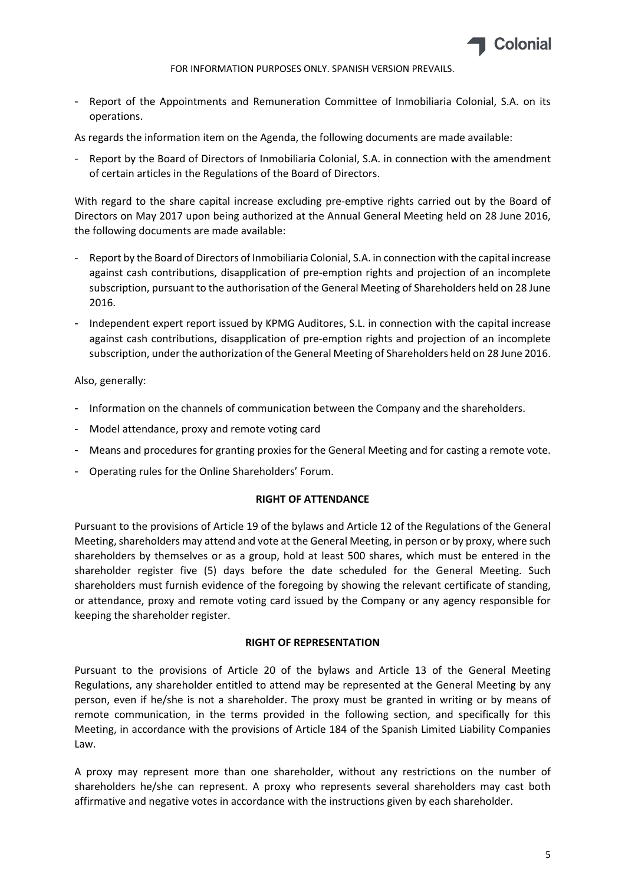- Report of the Appointments and Remuneration Committee of Inmobiliaria Colonial, S.A. on its operations.

As regards the information item on the Agenda, the following documents are made available:

- Report by the Board of Directors of Inmobiliaria Colonial, S.A. in connection with the amendment of certain articles in the Regulations of the Board of Directors.

With regard to the share capital increase excluding pre-emptive rights carried out by the Board of Directors on May 2017 upon being authorized at the Annual General Meeting held on 28 June 2016, the following documents are made available:

- Report by the Board of Directors of Inmobiliaria Colonial, S.A. in connection with the capital increase against cash contributions, disapplication of pre-emption rights and projection of an incomplete subscription, pursuant to the authorisation of the General Meeting of Shareholders held on 28 June 2016.
- Independent expert report issued by KPMG Auditores, S.L. in connection with the capital increase against cash contributions, disapplication of pre-emption rights and projection of an incomplete subscription, under the authorization of the General Meeting of Shareholders held on 28 June 2016.

Also, generally:

- Information on the channels of communication between the Company and the shareholders.
- Model attendance, proxy and remote voting card
- Means and procedures for granting proxies for the General Meeting and for casting a remote vote.
- Operating rules for the Online Shareholders' Forum.

**RIGHT OF ATTENDANCE**

Pursuant to the provisions of Article 19 of the bylaws and Article 12 of the Regulations of the General Meeting, shareholders may attend and vote at the General Meeting, in person or by proxy, where such shareholders by themselves or as a group, hold at least 500 shares, which must be entered in the shareholder register five (5) days before the date scheduled for the General Meeting. Such shareholders must furnish evidence of the foregoing by showing the relevant certificate of standing, or attendance, proxy and remote voting card issued by the Company or any agency responsible for keeping the shareholder register.

**RIGHT OF REPRESENTATION**

Pursuant to the provisions of Article 20 of the bylaws and Article 13 of the General Meeting Regulations, any shareholder entitled to attend may be represented at the General Meeting by any person, even if he/she is not a shareholder. The proxy must be granted in writing or by means of remote communication, in the terms provided in the following section, and specifically for this Meeting, in accordance with the provisions of Article 184 of the Spanish Limited Liability Companies Law.

A proxy may represent more than one shareholder, without any restrictions on the number of shareholders he/she can represent. A proxy who represents several shareholders may cast both affirmative and negative votes in accordance with the instructions given by each shareholder.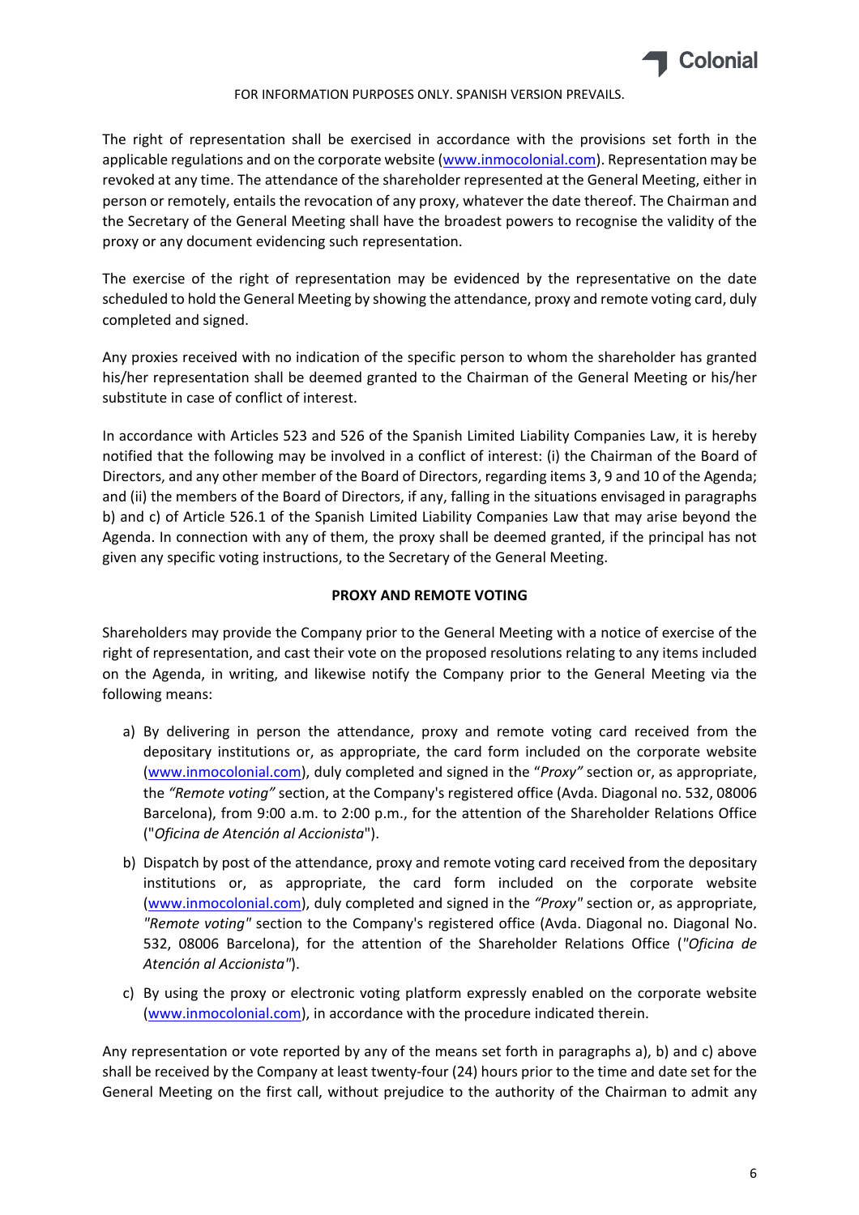The right of representation shall be exercised in accordance with the provisions set forth in the applicable regulations and on the corporate website (www.inmocolonial.com). Representation may be revoked at any time. The attendance of the shareholder represented at the General Meeting, either in person or remotely, entails the revocation of any proxy, whatever the date thereof. The Chairman and the Secretary of the General Meeting shall have the broadest powers to recognise the validity of the proxy or any document evidencing such representation.

The exercise of the right of representation may be evidenced by the representative on the date scheduled to hold the General Meeting by showing the attendance, proxy and remote voting card, duly completed and signed.

Any proxies received with no indication of the specific person to whom the shareholder has granted his/her representation shall be deemed granted to the Chairman of the General Meeting or his/her substitute in case of conflict of interest.

In accordance with Articles 523 and 526 of the Spanish Limited Liability Companies Law, it is hereby notified that the following may be involved in a conflict of interest: (i) the Chairman of the Board of Directors, and any other member of the Board of Directors, regarding items 3, 9 and 10 of the Agenda; and (ii) the members of the Board of Directors, if any, falling in the situations envisaged in paragraphs b) and c) of Article 526.1 of the Spanish Limited Liability Companies Law that may arise beyond the Agenda. In connection with any of them, the proxy shall be deemed granted, if the principal has not given any specific voting instructions, to the Secretary of the General Meeting.

**PROXY AND REMOTE VOTING**

Shareholders may provide the Company prior to the General Meeting with a notice of exercise of the right of representation, and cast their vote on the proposed resolutions relating to any items included on the Agenda, in writing, and likewise notify the Company prior to the General Meeting via the following means:

a) By delivering in person the attendance, proxy and remote voting card received from the depositary institutions or, as appropriate, the card form included on the corporate website (www.inmocolonial.com), duly completed and signed in the "*Proxy*" section or, as appropriate, the *"Remote voting"* section, at the Company's registered office (Avda. Diagonal no. 532, 08006 Barcelona), from 9:00 a.m. to 2:00 p.m., for the attention of the Shareholder Relations Office ("*Oficina de Atención al Accionista*").

b) Dispatch by post of the attendance, proxy and remote voting card received from the depositary institutions or, as appropriate, the card form included on the corporate website (www.inmocolonial.com), duly completed and signed in the *"Proxy"* section or, as appropriate, *"Remote voting"* section to the Company's registered office (Avda. Diagonal no. Diagonal No. 532, 08006 Barcelona), for the attention of the Shareholder Relations Office (*"Oficina de Atención al Accionista"*).

c) By using the proxy or electronic voting platform expressly enabled on the corporate website (www.inmocolonial.com), in accordance with the procedure indicated therein.

Any representation or vote reported by any of the means set forth in paragraphs a), b) and c) above shall be received by the Company at least twenty-four (24) hours prior to the time and date set for the General Meeting on the first call, without prejudice to the authority of the Chairman to admit any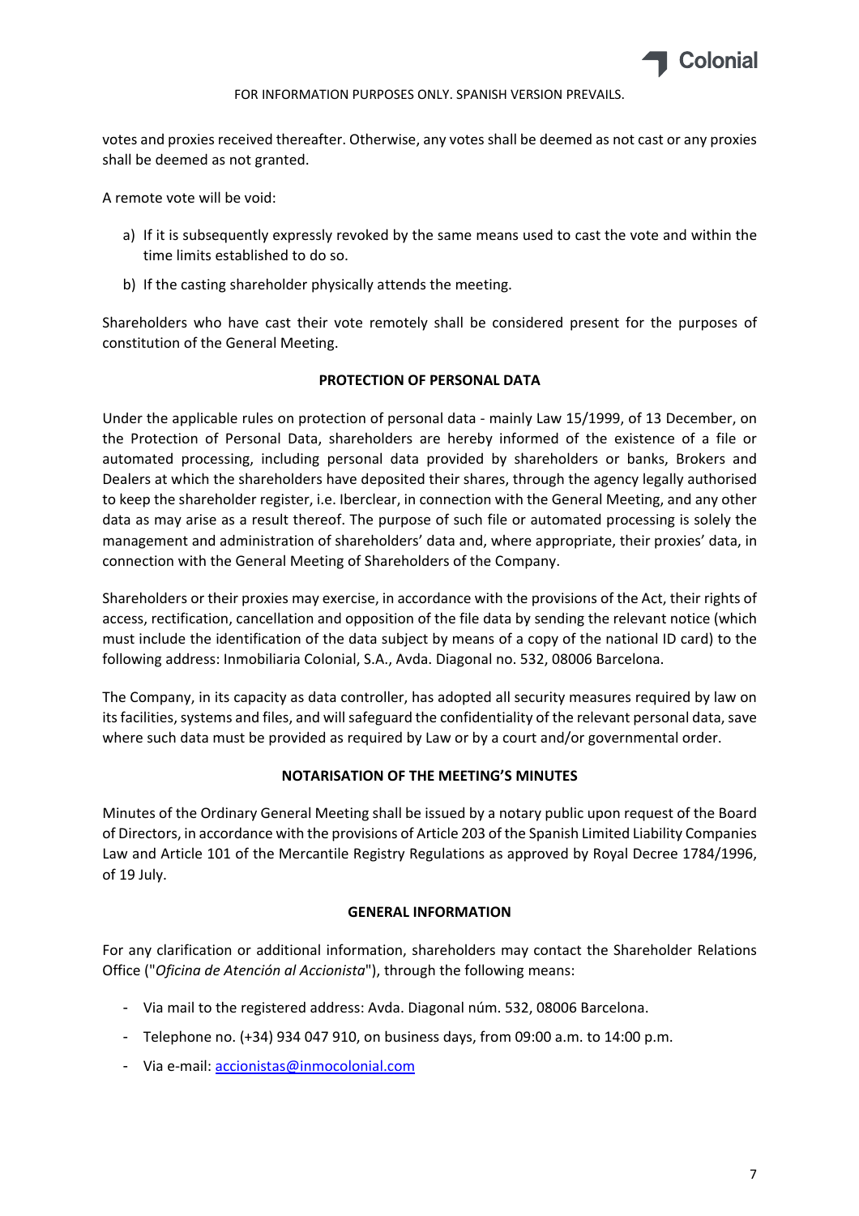votes and proxies received thereafter. Otherwise, any votes shall be deemed as not cast or any proxies shall be deemed as not granted.

A remote vote will be void:

a) If it is subsequently expressly revoked by the same means used to cast the vote and within the time limits established to do so.

b) If the casting shareholder physically attends the meeting.

Shareholders who have cast their vote remotely shall be considered present for the purposes of constitution of the General Meeting.

## PROTECTION OF PERSONAL DATA

Under the applicable rules on protection of personal data - mainly Law 15/1999, of 13 December, on the Protection of Personal Data, shareholders are hereby informed of the existence of a file or automated processing, including personal data provided by shareholders or banks, Brokers and Dealers at which the shareholders have deposited their shares, through the agency legally authorised to keep the shareholder register, i.e. Iberclear, in connection with the General Meeting, and any other data as may arise as a result thereof. The purpose of such file or automated processing is solely the management and administration of shareholders' data and, where appropriate, their proxies' data, in connection with the General Meeting of Shareholders of the Company.

Shareholders or their proxies may exercise, in accordance with the provisions of the Act, their rights of access, rectification, cancellation and opposition of the file data by sending the relevant notice (which must include the identification of the data subject by means of a copy of the national ID card) to the following address: Inmobiliaria Colonial, S.A., Avda. Diagonal no. 532, 08006 Barcelona.

The Company, in its capacity as data controller, has adopted all security measures required by law on its facilities, systems and files, and will safeguard the confidentiality of the relevant personal data, save where such data must be provided as required by Law or by a court and/or governmental order.

## NOTARISATION OF THE MEETING'S MINUTES

Minutes of the Ordinary General Meeting shall be issued by a notary public upon request of the Board of Directors, in accordance with the provisions of Article 203 of the Spanish Limited Liability Companies Law and Article 101 of the Mercantile Registry Regulations as approved by Royal Decree 1784/1996, of 19 July.

## GENERAL INFORMATION

For any clarification or additional information, shareholders may contact the Shareholder Relations Office ("*Oficina de Atención al Accionista*"), through the following means:

- Via mail to the registered address: Avda. Diagonal núm. 532, 08006 Barcelona.
- Telephone no. (+34) 934 047 910, on business days, from 09:00 a.m. to 14:00 p.m.
- Via e-mail: accionistas@inmocolonial.com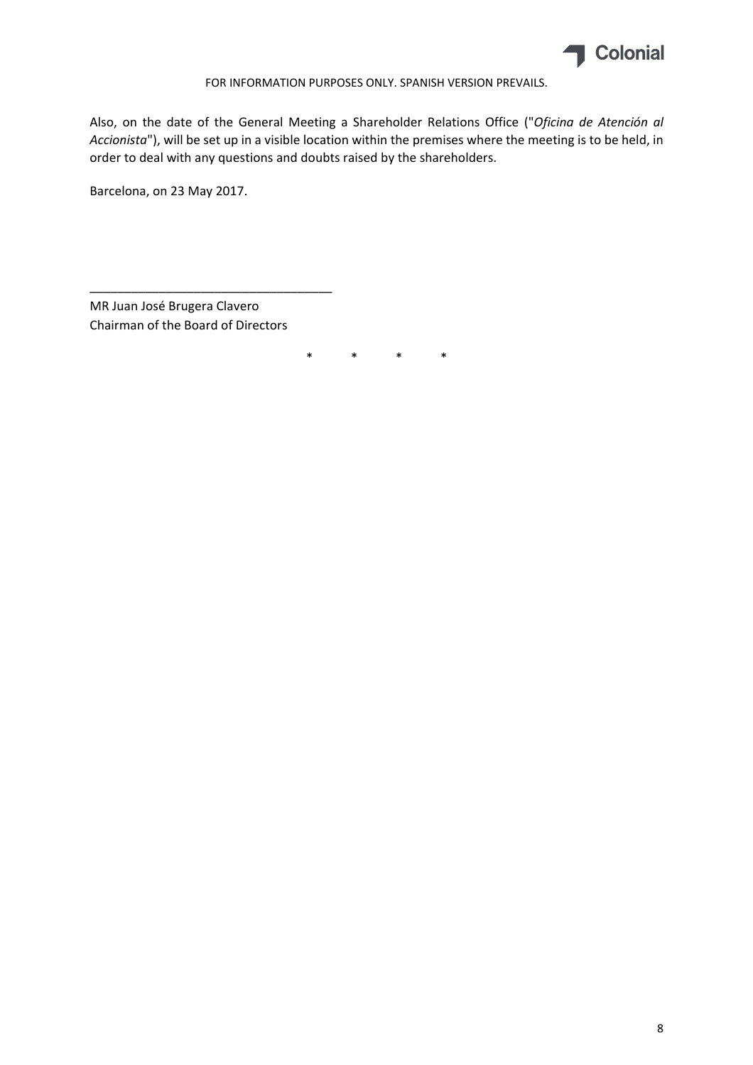Also, on the date of the General Meeting a Shareholder Relations Office ("*Oficina de Atención al Accionista*"), will be set up in a visible location within the premises where the meeting is to be held, in order to deal with any questions and doubts raised by the shareholders.

Barcelona, on 23 May 2017.

\_\_\_\_\_\_\_\_\_\_\_\_\_\_\_\_\_\_\_\_\_\_\_\_\_\_\_\_\_\_\_\_\_\_\_\_

MR Juan José Brugera Clavero
Chairman of the Board of Directors

\* \* \* \*